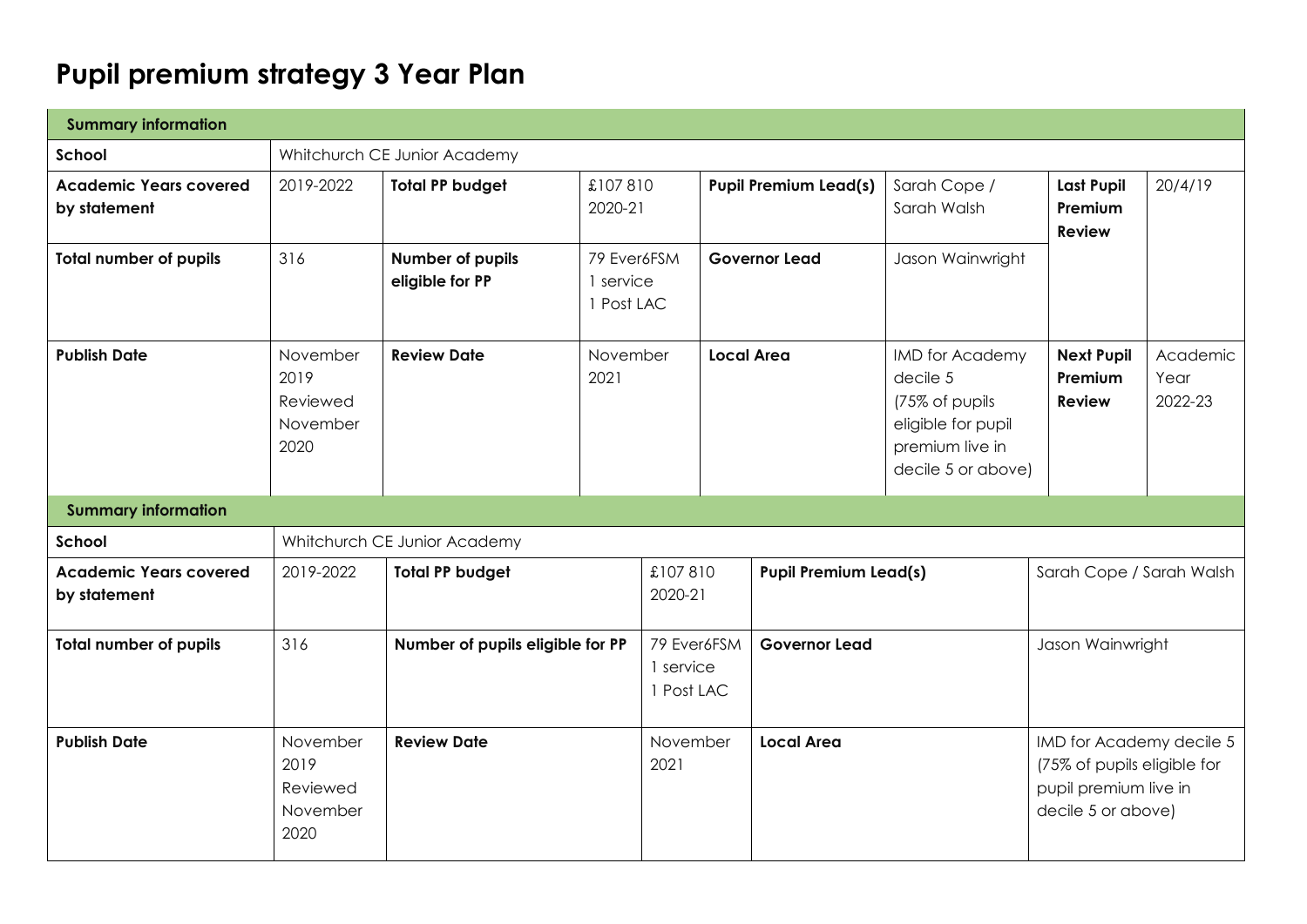# Pupil premium strategy 3 Year Plan

| Summary information | | | | | | | |
|---|---|---|---|---|---|---|---|
| **School** | Whitchurch CE Junior Academy | | | | | | |
| **Academic Years covered by statement** | 2019-2022 | **Total PP budget** | £107 810 2020-21 | **Pupil Premium Lead(s)** | Sarah Cope / Sarah Walsh | **Last Pupil Premium Review** | 20/4/19 |
| **Total number of pupils** | 316 | **Number of pupils eligible for PP** | 79 Ever6FSM 1 service 1 Post LAC | **Governor Lead** | Jason Wainwright | | |
| **Publish Date** | November 2019 Reviewed November 2020 | **Review Date** | November 2021 | **Local Area** | IMD for Academy decile 5 (75% of pupils eligible for pupil premium live in decile 5 or above) | **Next Pupil Premium Review** | Academic Year 2022-23 |

| Summary information | | | | | |
|---|---|---|---|---|---|
| **School** | Whitchurch CE Junior Academy | | | | |
| **Academic Years covered by statement** | 2019-2022 | **Total PP budget** | £107 810 2020-21 | **Pupil Premium Lead(s)** | Sarah Cope / Sarah Walsh |
| **Total number of pupils** | 316 | **Number of pupils eligible for PP** | 79 Ever6FSM 1 service 1 Post LAC | **Governor Lead** | Jason Wainwright |
| **Publish Date** | November 2019 Reviewed November 2020 | **Review Date** | November 2021 | **Local Area** | IMD for Academy decile 5 (75% of pupils eligible for pupil premium live in decile 5 or above) |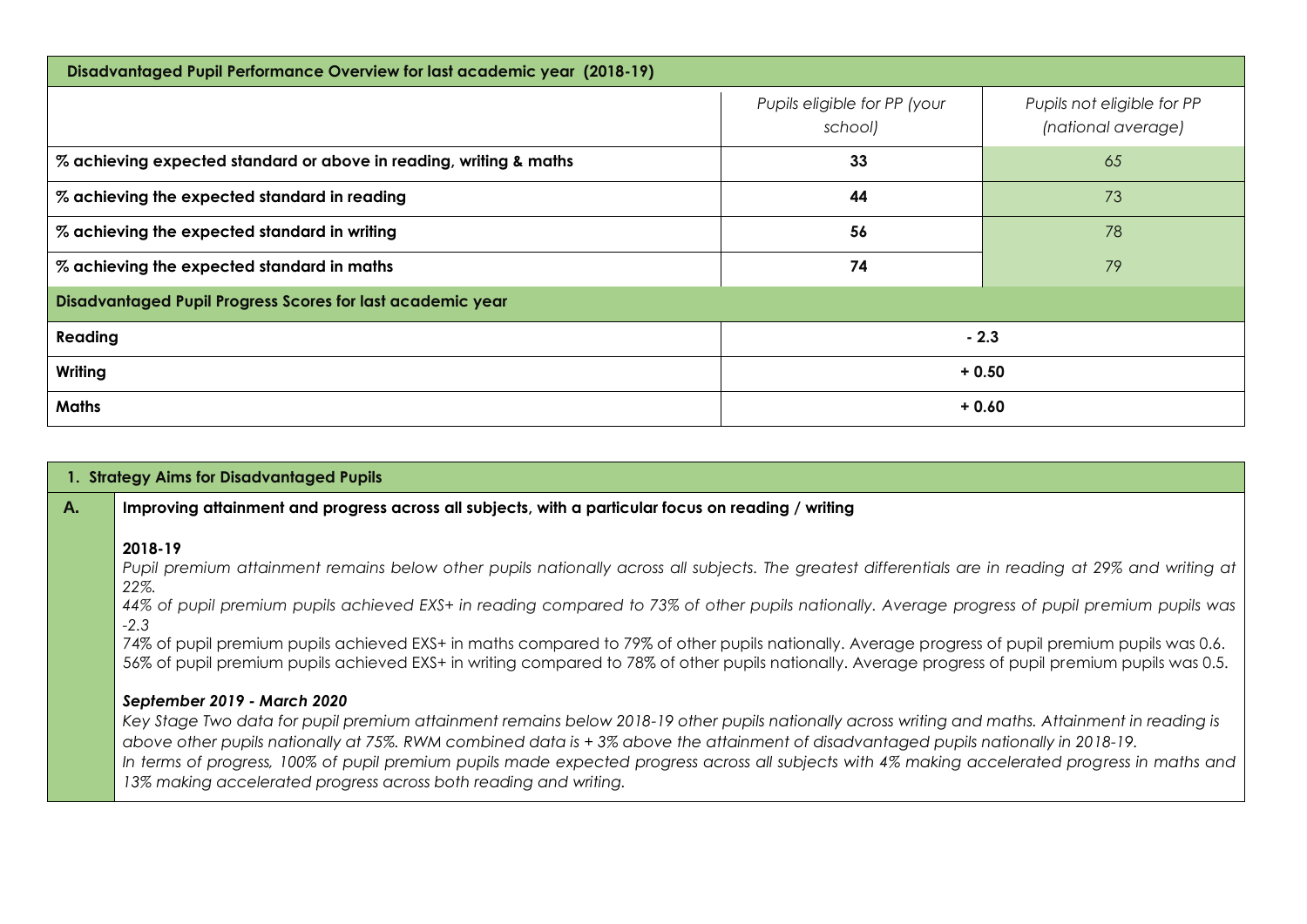| Disadvantaged Pupil Performance Overview for last academic year (2018-19) | | |
|---|---|---|
| | *Pupils eligible for PP (your school)* | *Pupils not eligible for PP (national average)* |
| **% achieving expected standard or above in reading, writing & maths** | **33** | 65 |
| **% achieving the expected standard in reading** | **44** | 73 |
| **% achieving the expected standard in writing** | **56** | 78 |
| **% achieving the expected standard in maths** | **74** | 79 |
| **Disadvantaged Pupil Progress Scores for last academic year** | | |
| **Reading** | **- 2.3** | |
| **Writing** | **+ 0.50** | |
| **Maths** | **+ 0.60** | |

| 1. Strategy Aims for Disadvantaged Pupils | |
|---|---|
| **A.** | **Improving attainment and progress across all subjects, with a particular focus on reading / writing**<br><br>**2018-19**<br>*Pupil premium attainment remains below other pupils nationally across all subjects. The greatest differentials are in reading at 29% and writing at 22%.*<br>*44% of pupil premium pupils achieved EXS+ in reading compared to 73% of other pupils nationally. Average progress of pupil premium pupils was -2.3*<br>74% of pupil premium pupils achieved EXS+ in maths compared to 79% of other pupils nationally. Average progress of pupil premium pupils was 0.6.<br>56% of pupil premium pupils achieved EXS+ in writing compared to 78% of other pupils nationally. Average progress of pupil premium pupils was 0.5.<br><br>***September 2019 - March 2020***<br>*Key Stage Two data for pupil premium attainment remains below 2018-19 other pupils nationally across writing and maths. Attainment in reading is above other pupils nationally at 75%. RWM combined data is + 3% above the attainment of disadvantaged pupils nationally in 2018-19.*<br>*In terms of progress, 100% of pupil premium pupils made expected progress across all subjects with 4% making accelerated progress in maths and 13% making accelerated progress across both reading and writing.* |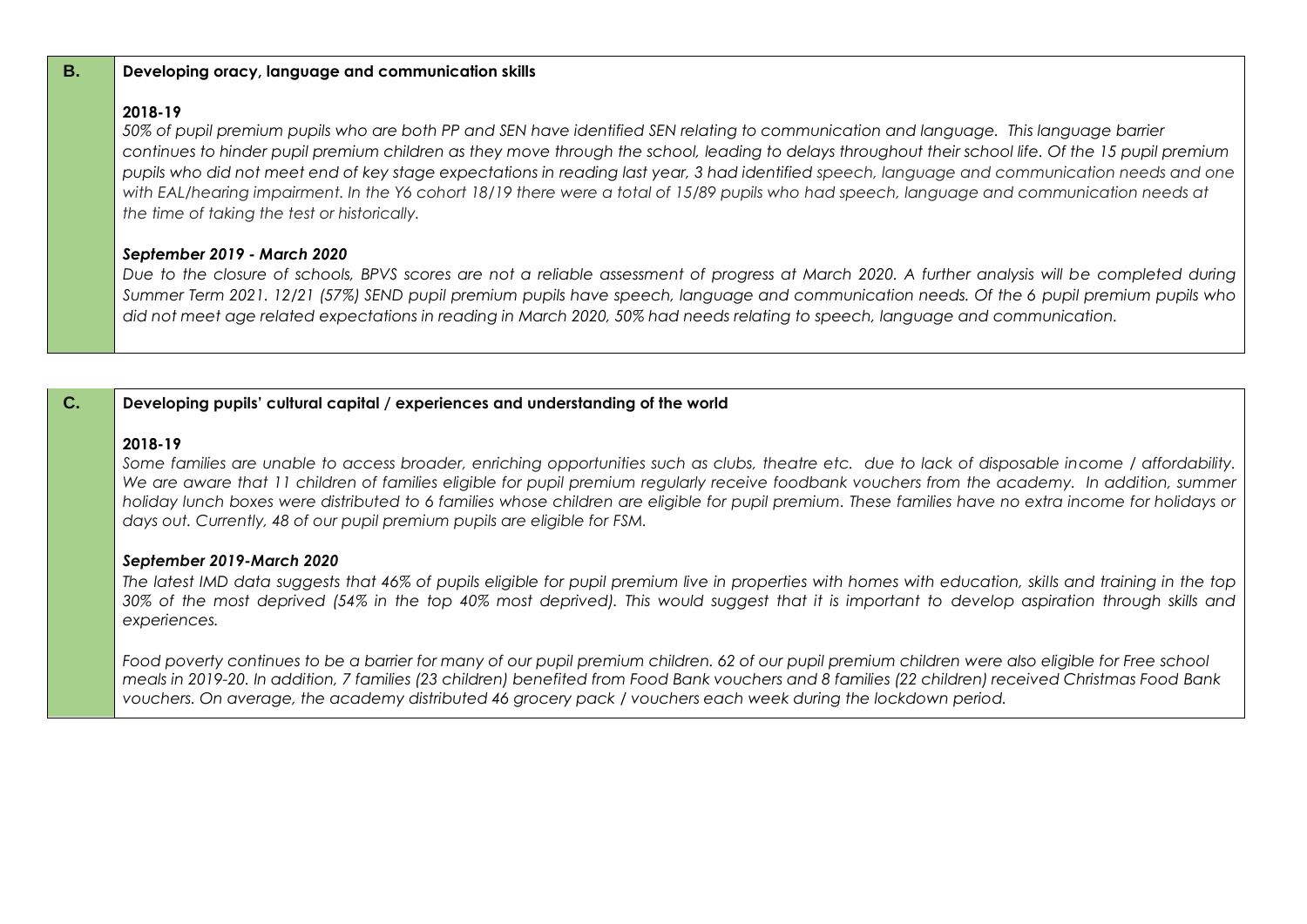| | |
|---|---|
| **B.** | **Developing oracy, language and communication skills**<br><br>**2018-19**<br>*50% of pupil premium pupils who are both PP and SEN have identified SEN relating to communication and language. This language barrier continues to hinder pupil premium children as they move through the school, leading to delays throughout their school life. Of the 15 pupil premium pupils who did not meet end of key stage expectations in reading last year, 3 had identified speech, language and communication needs and one with EAL/hearing impairment. In the Y6 cohort 18/19 there were a total of 15/89 pupils who had speech, language and communication needs at the time of taking the test or historically.*<br><br>***September 2019 - March 2020***<br>*Due to the closure of schools, BPVS scores are not a reliable assessment of progress at March 2020. A further analysis will be completed during Summer Term 2021. 12/21 (57%) SEND pupil premium pupils have speech, language and communication needs. Of the 6 pupil premium pupils who did not meet age related expectations in reading in March 2020, 50% had needs relating to speech, language and communication.* |

| | |
|---|---|
| **C.** | **Developing pupils' cultural capital / experiences and understanding of the world**<br><br>**2018-19**<br>*Some families are unable to access broader, enriching opportunities such as clubs, theatre etc. due to lack of disposable income / affordability. We are aware that 11 children of families eligible for pupil premium regularly receive foodbank vouchers from the academy. In addition, summer holiday lunch boxes were distributed to 6 families whose children are eligible for pupil premium. These families have no extra income for holidays or days out. Currently, 48 of our pupil premium pupils are eligible for FSM.*<br><br>***September 2019-March 2020***<br>*The latest IMD data suggests that 46% of pupils eligible for pupil premium live in properties with homes with education, skills and training in the top 30% of the most deprived (54% in the top 40% most deprived). This would suggest that it is important to develop aspiration through skills and experiences.*<br><br>*Food poverty continues to be a barrier for many of our pupil premium children. 62 of our pupil premium children were also eligible for Free school meals in 2019-20. In addition, 7 families (23 children) benefited from Food Bank vouchers and 8 families (22 children) received Christmas Food Bank vouchers. On average, the academy distributed 46 grocery pack / vouchers each week during the lockdown period.* |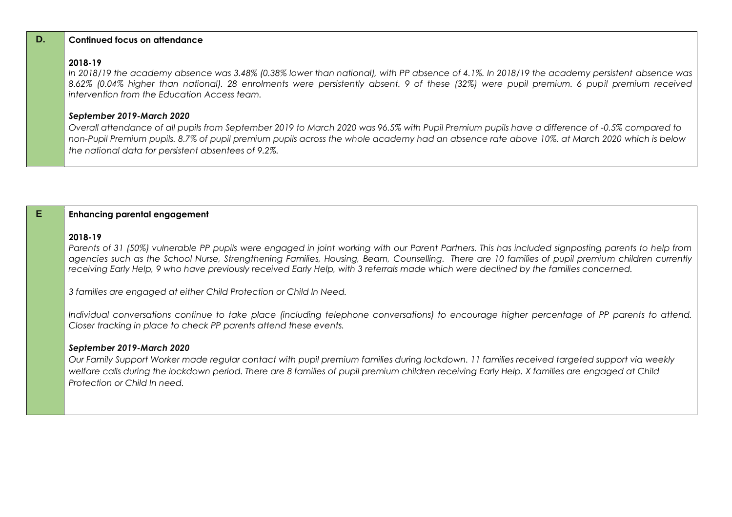| D. | **Continued focus on attendance** |
|---|---|
| | **2018-19**<br>*In 2018/19 the academy absence was 3.48% (0.38% lower than national), with PP absence of 4.1%. In 2018/19 the academy persistent absence was 8.62% (0.04% higher than national). 28 enrolments were persistently absent. 9 of these (32%) were pupil premium. 6 pupil premium received intervention from the Education Access team.*<br><br>***September 2019-March 2020***<br>*Overall attendance of all pupils from September 2019 to March 2020 was 96.5% with Pupil Premium pupils have a difference of -0.5% compared to non-Pupil Premium pupils. 8.7% of pupil premium pupils across the whole academy had an absence rate above 10%. at March 2020 which is below the national data for persistent absentees of 9.2%.* |

| E | **Enhancing parental engagement** |
|---|---|
| | **2018-19**<br>*Parents of 31 (50%) vulnerable PP pupils were engaged in joint working with our Parent Partners. This has included signposting parents to help from agencies such as the School Nurse, Strengthening Families, Housing, Beam, Counselling. There are 10 families of pupil premium children currently receiving Early Help, 9 who have previously received Early Help, with 3 referrals made which were declined by the families concerned.*<br><br>*3 families are engaged at either Child Protection or Child In Need.*<br><br>*Individual conversations continue to take place (including telephone conversations) to encourage higher percentage of PP parents to attend. Closer tracking in place to check PP parents attend these events.*<br><br>***September 2019-March 2020***<br>*Our Family Support Worker made regular contact with pupil premium families during lockdown. 11 families received targeted support via weekly welfare calls during the lockdown period. There are 8 families of pupil premium children receiving Early Help. X families are engaged at Child Protection or Child In need.* |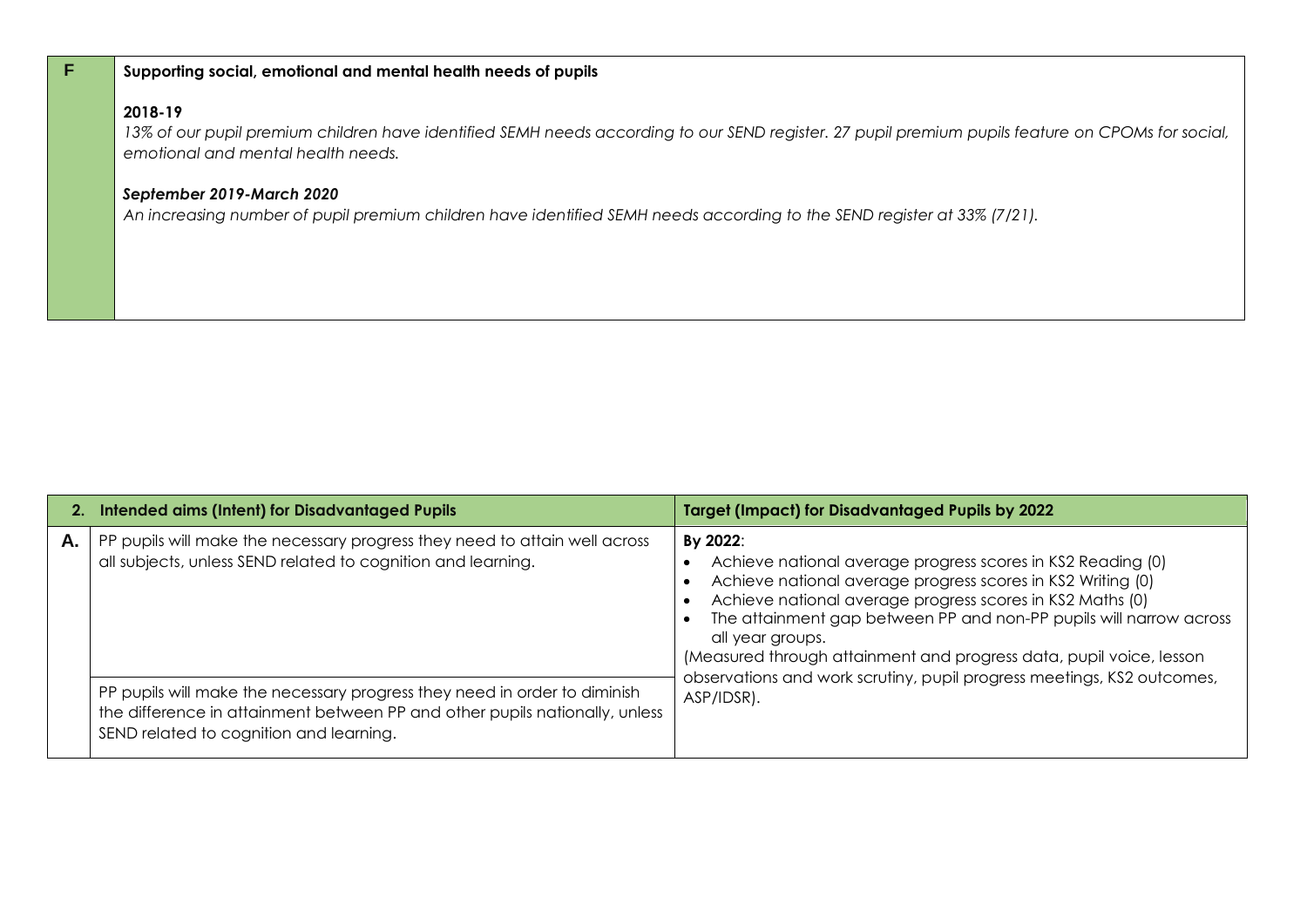| F | **Supporting social, emotional and mental health needs of pupils**<br><br>**2018-19**<br>*13% of our pupil premium children have identified SEMH needs according to our SEND register. 27 pupil premium pupils feature on CPOMs for social, emotional and mental health needs.*<br><br>***September 2019-March 2020***<br>*An increasing number of pupil premium children have identified SEMH needs according to the SEND register at 33% (7/21).* |
|---|---|

| 2. | Intended aims (Intent) for Disadvantaged Pupils | Target (Impact) for Disadvantaged Pupils by 2022 |
|---|---|---|
| **A.** | PP pupils will make the necessary progress they need to attain well across all subjects, unless SEND related to cognition and learning. | **By 2022**:<br>• Achieve national average progress scores in KS2 Reading (0)<br>• Achieve national average progress scores in KS2 Writing (0)<br>• Achieve national average progress scores in KS2 Maths (0)<br>• The attainment gap between PP and non-PP pupils will narrow across all year groups.<br>(Measured through attainment and progress data, pupil voice, lesson observations and work scrutiny, pupil progress meetings, KS2 outcomes, ASP/IDSR). |
| | PP pupils will make the necessary progress they need in order to diminish the difference in attainment between PP and other pupils nationally, unless SEND related to cognition and learning. | |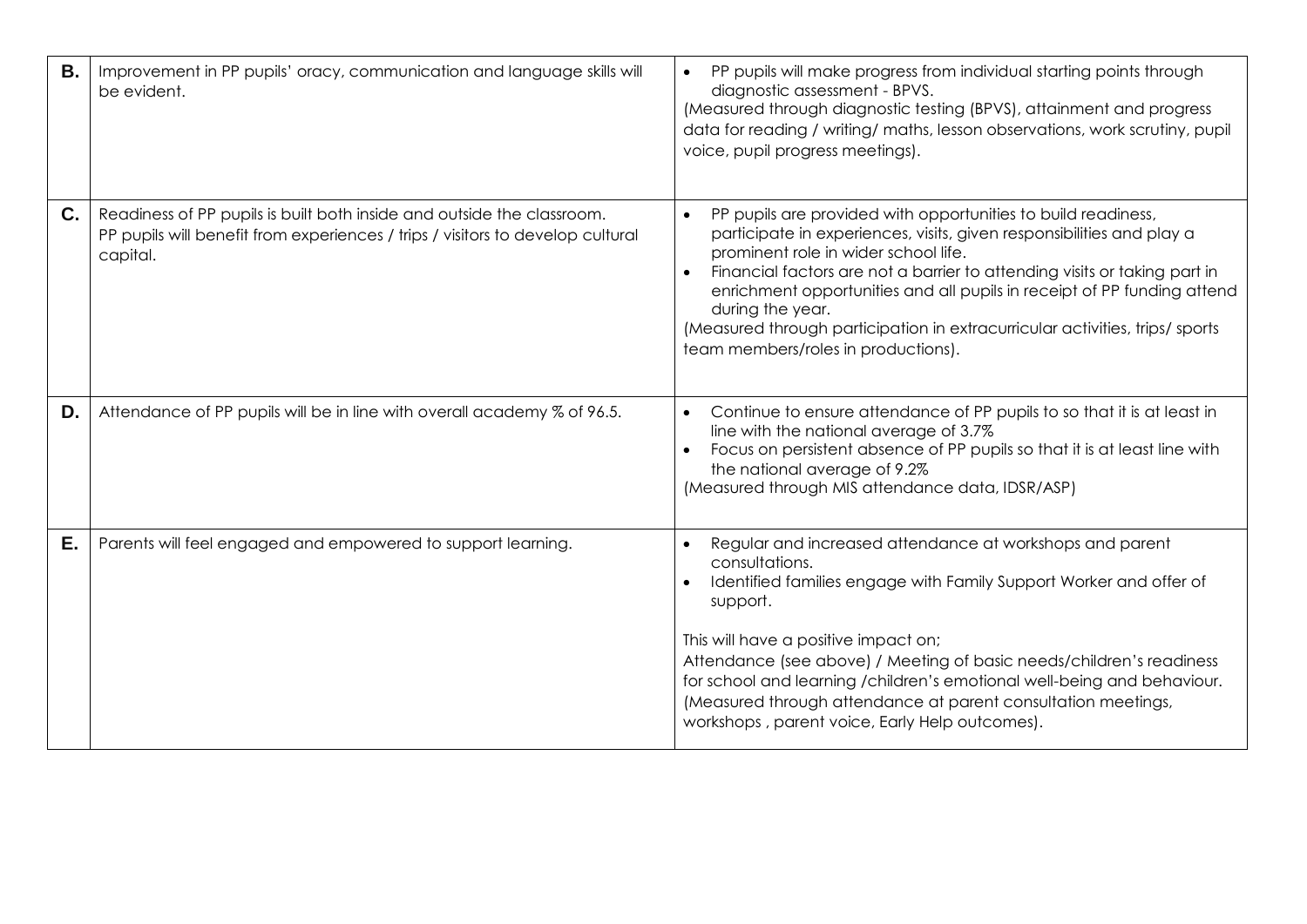| | | |
|---|---|---|
| **B.** | Improvement in PP pupils' oracy, communication and language skills will be evident. | • PP pupils will make progress from individual starting points through diagnostic assessment - BPVS.<br>(Measured through diagnostic testing (BPVS), attainment and progress data for reading / writing/ maths, lesson observations, work scrutiny, pupil voice, pupil progress meetings). |
| **C.** | Readiness of PP pupils is built both inside and outside the classroom.<br>PP pupils will benefit from experiences / trips / visitors to develop cultural capital. | • PP pupils are provided with opportunities to build readiness, participate in experiences, visits, given responsibilities and play a prominent role in wider school life.<br>• Financial factors are not a barrier to attending visits or taking part in enrichment opportunities and all pupils in receipt of PP funding attend during the year.<br>(Measured through participation in extracurricular activities, trips/ sports team members/roles in productions). |
| **D.** | Attendance of PP pupils will be in line with overall academy % of 96.5. | • Continue to ensure attendance of PP pupils to so that it is at least in line with the national average of 3.7%<br>• Focus on persistent absence of PP pupils so that it is at least line with the national average of 9.2%<br>(Measured through MIS attendance data, IDSR/ASP) |
| **E.** | Parents will feel engaged and empowered to support learning. | • Regular and increased attendance at workshops and parent consultations.<br>• Identified families engage with Family Support Worker and offer of support.<br><br>This will have a positive impact on;<br>Attendance (see above) / Meeting of basic needs/children's readiness for school and learning /children's emotional well-being and behaviour.<br>(Measured through attendance at parent consultation meetings, workshops , parent voice, Early Help outcomes). |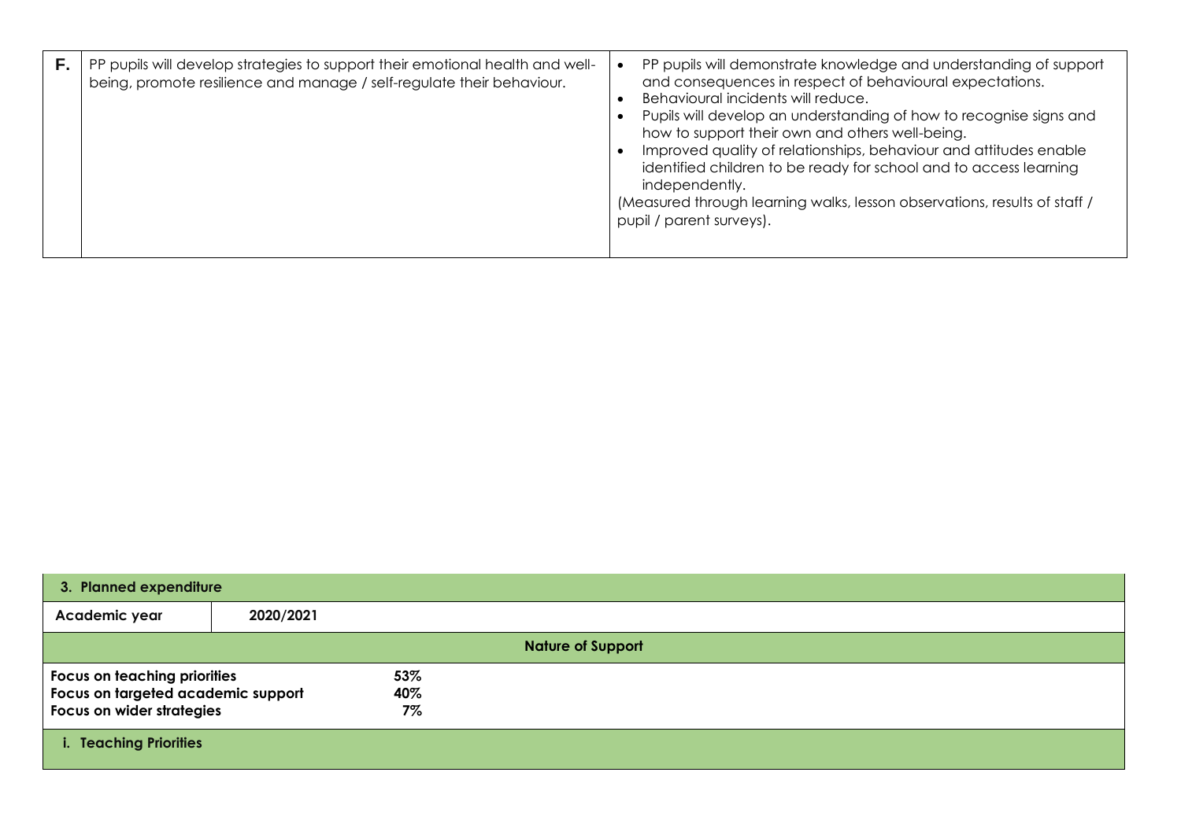| | | |
|---|---|---|
| **F.** | PP pupils will develop strategies to support their emotional health and well-being, promote resilience and manage / self-regulate their behaviour. | • PP pupils will demonstrate knowledge and understanding of support and consequences in respect of behavioural expectations.<br>• Behavioural incidents will reduce.<br>• Pupils will develop an understanding of how to recognise signs and how to support their own and others well-being.<br>• Improved quality of relationships, behaviour and attitudes enable identified children to be ready for school and to access learning independently.<br>(Measured through learning walks, lesson observations, results of staff / pupil / parent surveys). |

| **3. Planned expenditure** | |
|---|---|
| **Academic year** | **2020/2021** |
| **Nature of Support** | |
| **Focus on teaching priorities** | **53%** |
| **Focus on targeted academic support** | **40%** |
| **Focus on wider strategies** | **7%** |
| **i. Teaching Priorities** | |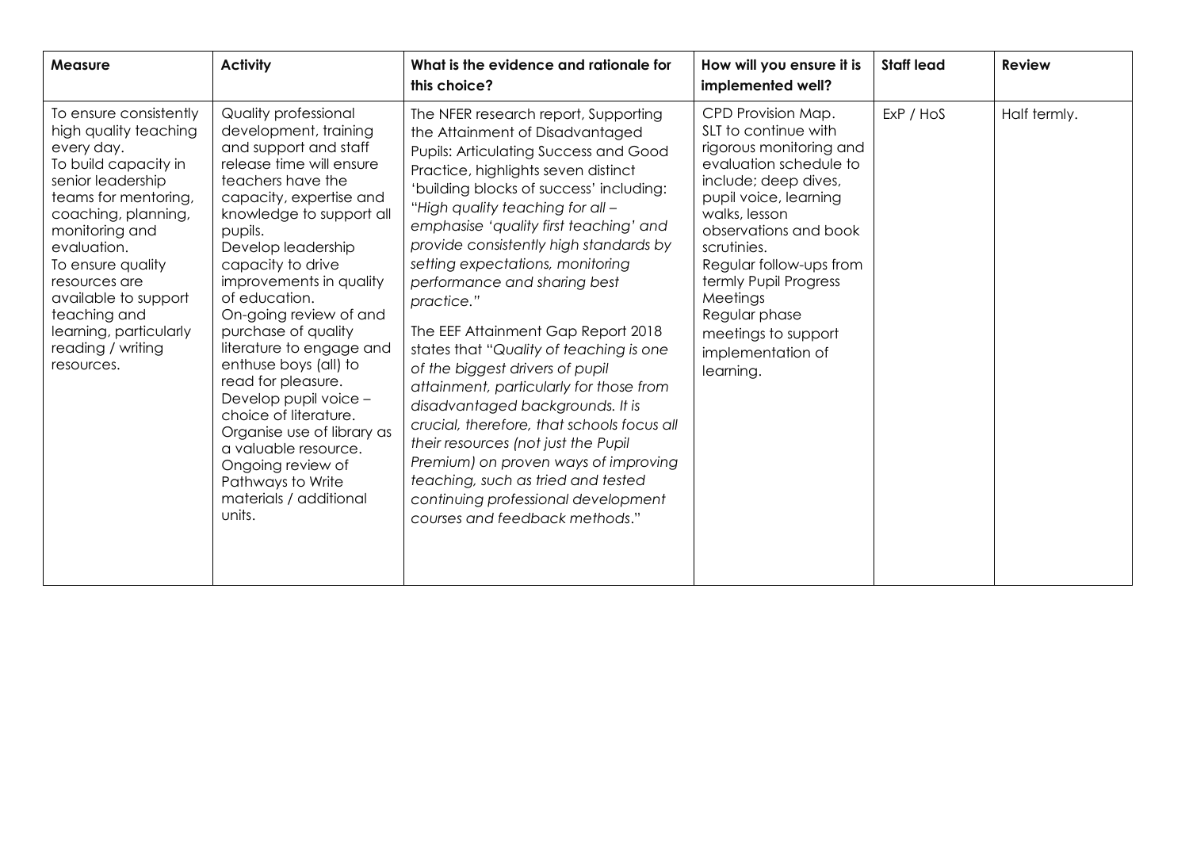| Measure | Activity | What is the evidence and rationale for this choice? | How will you ensure it is implemented well? | Staff lead | Review |
|---|---|---|---|---|---|
| To ensure consistently high quality teaching every day.<br>To build capacity in senior leadership teams for mentoring, coaching, planning, monitoring and evaluation.<br>To ensure quality resources are available to support teaching and learning, particularly reading / writing resources. | Quality professional development, training and support and staff release time will ensure teachers have the capacity, expertise and knowledge to support all pupils.<br>Develop leadership capacity to drive improvements in quality of education.<br>On-going review of and purchase of quality literature to engage and enthuse boys (all) to read for pleasure.<br>Develop pupil voice – choice of literature.<br>Organise use of library as a valuable resource.<br>Ongoing review of Pathways to Write materials / additional units. | The NFER research report, Supporting the Attainment of Disadvantaged Pupils: Articulating Success and Good Practice, highlights seven distinct 'building blocks of success' including: "*High quality teaching for all – emphasise 'quality first teaching' and provide consistently high standards by setting expectations, monitoring performance and sharing best practice.*"<br><br>The EEF Attainment Gap Report 2018 states that "*Quality of teaching is one of the biggest drivers of pupil attainment, particularly for those from disadvantaged backgrounds. It is crucial, therefore, that schools focus all their resources (not just the Pupil Premium) on proven ways of improving teaching, such as tried and tested continuing professional development courses and feedback methods.*" | CPD Provision Map.<br>SLT to continue with rigorous monitoring and evaluation schedule to include; deep dives, pupil voice, learning walks, lesson observations and book scrutinies.<br>Regular follow-ups from termly Pupil Progress Meetings<br>Regular phase meetings to support implementation of learning. | ExP / HoS | Half termly. |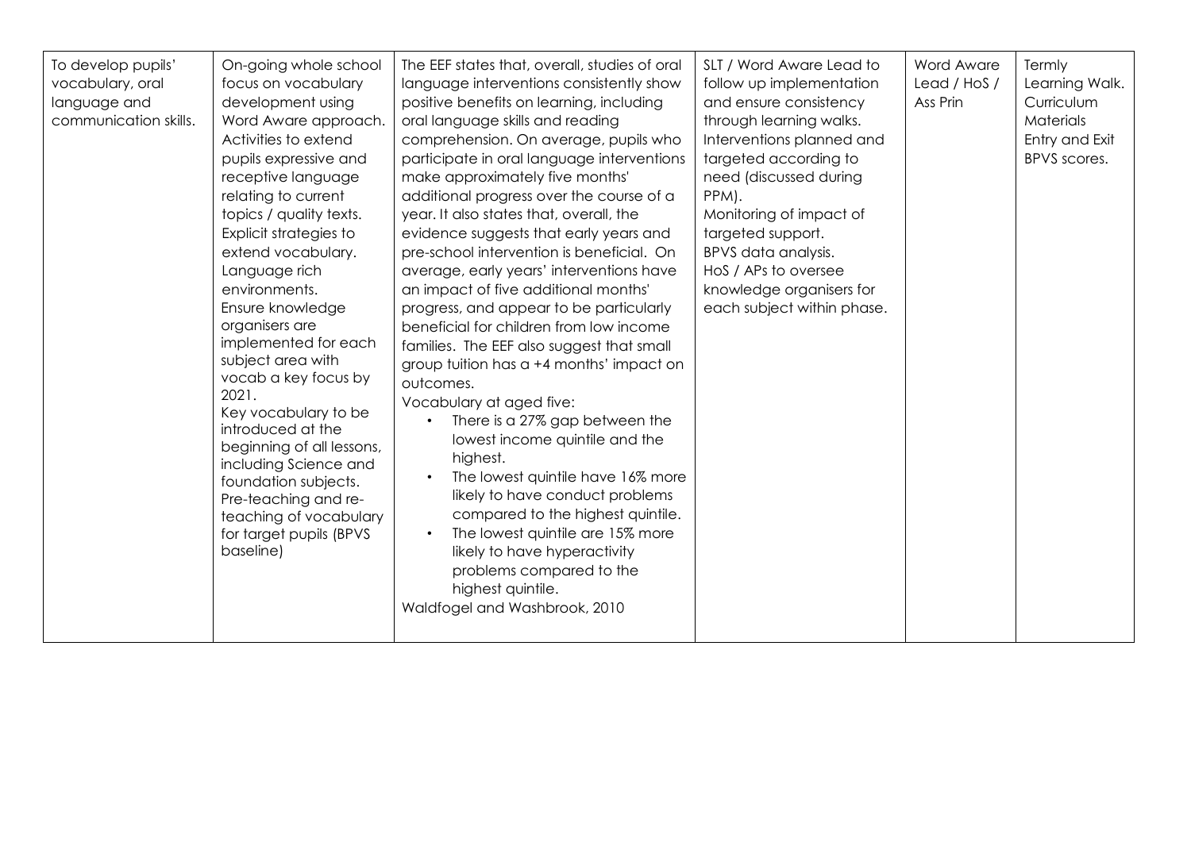| To develop pupils' vocabulary, oral language and communication skills. | On-going whole school focus on vocabulary development using Word Aware approach.<br>Activities to extend pupils expressive and receptive language relating to current topics / quality texts.<br>Explicit strategies to extend vocabulary.<br>Language rich environments.<br>Ensure knowledge organisers are implemented for each subject area with vocab a key focus by 2021.<br>Key vocabulary to be introduced at the beginning of all lessons, including Science and foundation subjects.<br>Pre-teaching and re-teaching of vocabulary for target pupils (BPVS baseline) | The EEF states that, overall, studies of oral language interventions consistently show positive benefits on learning, including oral language skills and reading comprehension. On average, pupils who participate in oral language interventions make approximately five months' additional progress over the course of a year. It also states that, overall, the evidence suggests that early years and pre-school intervention is beneficial. On average, early years' interventions have an impact of five additional months' progress, and appear to be particularly beneficial for children from low income families. The EEF also suggest that small group tuition has a +4 months' impact on outcomes.<br>Vocabulary at aged five:<br>• There is a 27% gap between the lowest income quintile and the highest.<br>• The lowest quintile have 16% more likely to have conduct problems compared to the highest quintile.<br>• The lowest quintile are 15% more likely to have hyperactivity problems compared to the highest quintile.<br>Waldfogel and Washbrook, 2010 | SLT / Word Aware Lead to follow up implementation and ensure consistency through learning walks.<br>Interventions planned and targeted according to need (discussed during PPM).<br>Monitoring of impact of targeted support.<br>BPVS data analysis.<br>HoS / APs to oversee knowledge organisers for each subject within phase. | Word Aware Lead / HoS / Ass Prin | Termly Learning Walk.<br>Curriculum Materials<br>Entry and Exit BPVS scores. |
|---|---|---|---|---|---|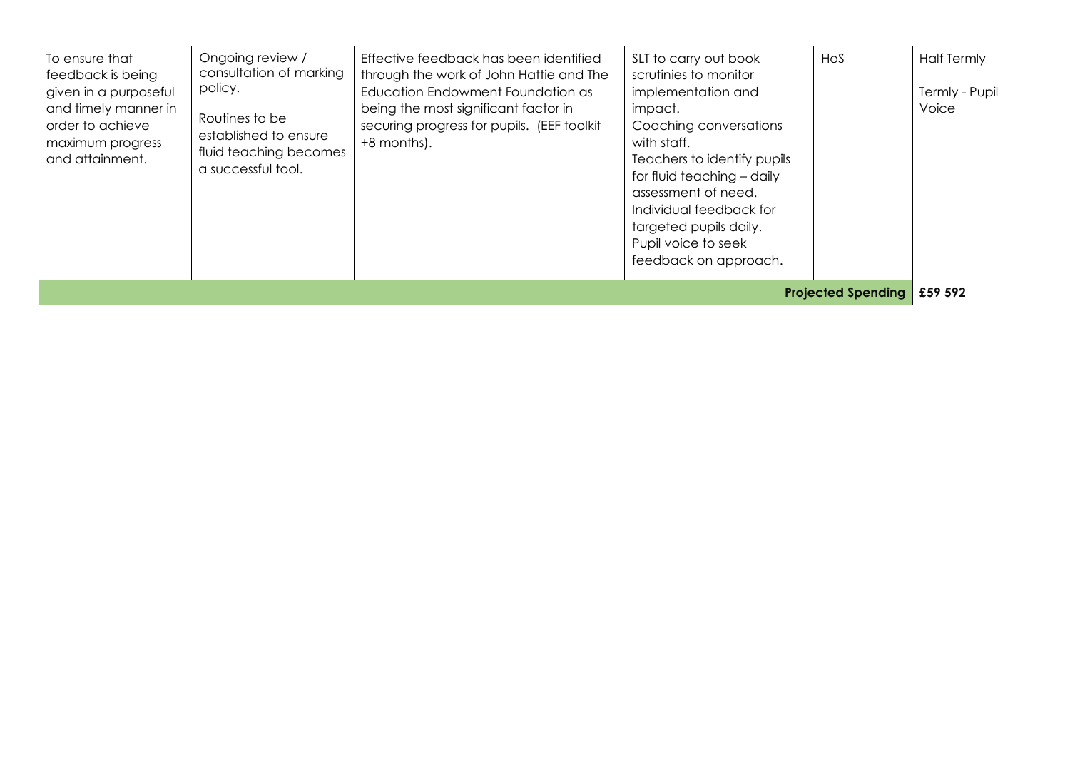| | | | | | |
|---|---|---|---|---|---|
| To ensure that feedback is being given in a purposeful and timely manner in order to achieve maximum progress and attainment. | Ongoing review / consultation of marking policy.<br><br>Routines to be established to ensure fluid teaching becomes a successful tool. | Effective feedback has been identified through the work of John Hattie and The Education Endowment Foundation as being the most significant factor in securing progress for pupils. (EEF toolkit +8 months). | SLT to carry out book scrutinies to monitor implementation and impact.<br>Coaching conversations with staff.<br>Teachers to identify pupils for fluid teaching – daily assessment of need.<br>Individual feedback for targeted pupils daily.<br>Pupil voice to seek feedback on approach. | HoS | Half Termly<br><br>Termly - Pupil Voice |
| | | | | **Projected Spending** | **£59 592** |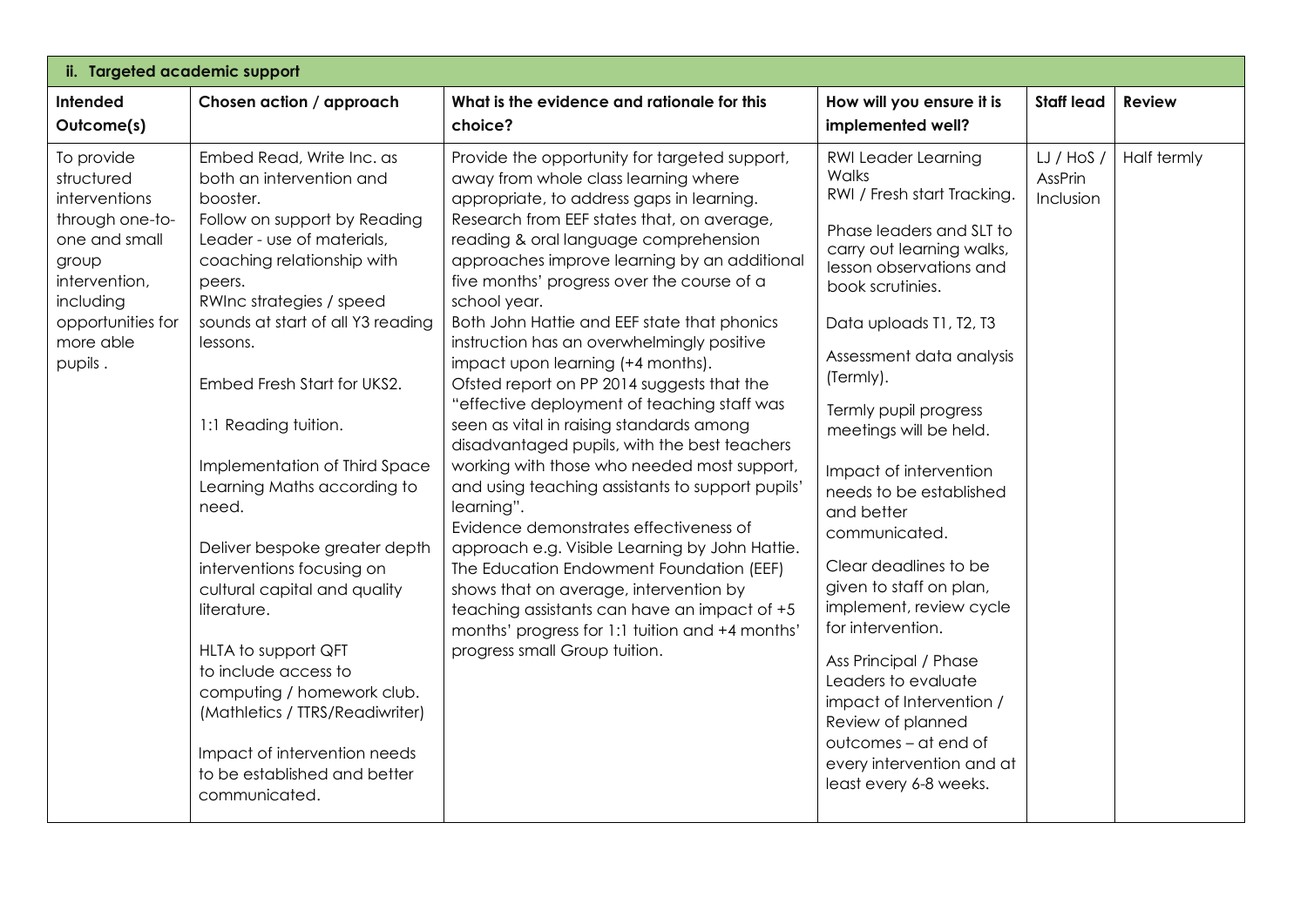| ii. Targeted academic support | | | | | |
|---|---|---|---|---|---|
| **Intended Outcome(s)** | **Chosen action / approach** | **What is the evidence and rationale for this choice?** | **How will you ensure it is implemented well?** | **Staff lead** | **Review** |
| To provide structured interventions through one-to-one and small group intervention, including opportunities for more able pupils . | Embed Read, Write Inc. as both an intervention and booster.<br>Follow on support by Reading Leader - use of materials, coaching relationship with peers.<br>RWInc strategies / speed sounds at start of all Y3 reading lessons.<br><br>Embed Fresh Start for UKS2.<br><br>1:1 Reading tuition.<br><br>Implementation of Third Space Learning Maths according to need.<br><br>Deliver bespoke greater depth interventions focusing on cultural capital and quality literature.<br><br>HLTA to support QFT to include access to computing / homework club. (Mathletics / TTRS/Readiwriter)<br><br>Impact of intervention needs to be established and better communicated. | Provide the opportunity for targeted support, away from whole class learning where appropriate, to address gaps in learning.<br>Research from EEF states that, on average, reading & oral language comprehension approaches improve learning by an additional five months' progress over the course of a school year.<br>Both John Hattie and EEF state that phonics instruction has an overwhelmingly positive impact upon learning (+4 months).<br>Ofsted report on PP 2014 suggests that the "effective deployment of teaching staff was seen as vital in raising standards among disadvantaged pupils, with the best teachers working with those who needed most support, and using teaching assistants to support pupils' learning".<br>Evidence demonstrates effectiveness of approach e.g. Visible Learning by John Hattie. The Education Endowment Foundation (EEF) shows that on average, intervention by teaching assistants can have an impact of +5 months' progress for 1:1 tuition and +4 months' progress small Group tuition. | RWI Leader Learning Walks<br>RWI / Fresh start Tracking.<br><br>Phase leaders and SLT to carry out learning walks, lesson observations and book scrutinies.<br><br>Data uploads T1, T2, T3<br><br>Assessment data analysis (Termly).<br><br>Termly pupil progress meetings will be held.<br><br>Impact of intervention needs to be established and better communicated.<br><br>Clear deadlines to be given to staff on plan, implement, review cycle for intervention.<br><br>Ass Principal / Phase Leaders to evaluate impact of Intervention / Review of planned outcomes – at end of every intervention and at least every 6-8 weeks. | LJ / HoS / AssPrin Inclusion | Half termly |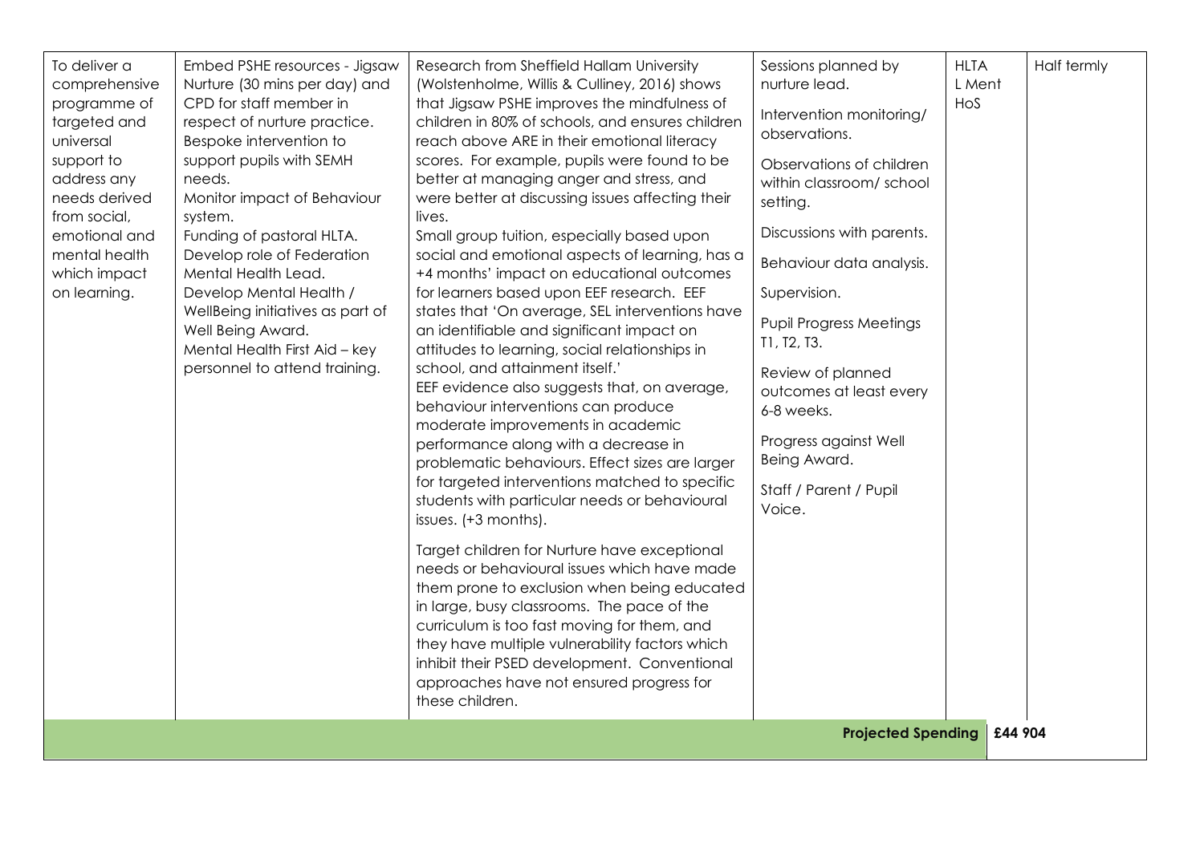| | | | | | |
|---|---|---|---|---|---|
| To deliver a comprehensive programme of targeted and universal support to address any needs derived from social, emotional and mental health which impact on learning. | Embed PSHE resources - Jigsaw Nurture (30 mins per day) and CPD for staff member in respect of nurture practice.<br>Bespoke intervention to support pupils with SEMH needs.<br>Monitor impact of Behaviour system.<br>Funding of pastoral HLTA.<br>Develop role of Federation Mental Health Lead.<br>Develop Mental Health / WellBeing initiatives as part of Well Being Award.<br>Mental Health First Aid – key personnel to attend training. | Research from Sheffield Hallam University (Wolstenholme, Willis & Culliney, 2016) shows that Jigsaw PSHE improves the mindfulness of children in 80% of schools, and ensures children reach above ARE in their emotional literacy scores. For example, pupils were found to be better at managing anger and stress, and were better at discussing issues affecting their lives.<br>Small group tuition, especially based upon social and emotional aspects of learning, has a +4 months' impact on educational outcomes for learners based upon EEF research. EEF states that 'On average, SEL interventions have an identifiable and significant impact on attitudes to learning, social relationships in school, and attainment itself.'<br>EEF evidence also suggests that, on average, behaviour interventions can produce moderate improvements in academic performance along with a decrease in problematic behaviours. Effect sizes are larger for targeted interventions matched to specific students with particular needs or behavioural issues. (+3 months).<br><br>Target children for Nurture have exceptional needs or behavioural issues which have made them prone to exclusion when being educated in large, busy classrooms. The pace of the curriculum is too fast moving for them, and they have multiple vulnerability factors which inhibit their PSED development. Conventional approaches have not ensured progress for these children. | Sessions planned by nurture lead.<br><br>Intervention monitoring/ observations.<br><br>Observations of children within classroom/ school setting.<br><br>Discussions with parents.<br><br>Behaviour data analysis.<br><br>Supervision.<br><br>Pupil Progress Meetings T1, T2, T3.<br><br>Review of planned outcomes at least every 6-8 weeks.<br><br>Progress against Well Being Award.<br><br>Staff / Parent / Pupil Voice. | HLTA<br>L Ment<br>HoS | Half termly |
| | | | **Projected Spending** | **£44 904** | |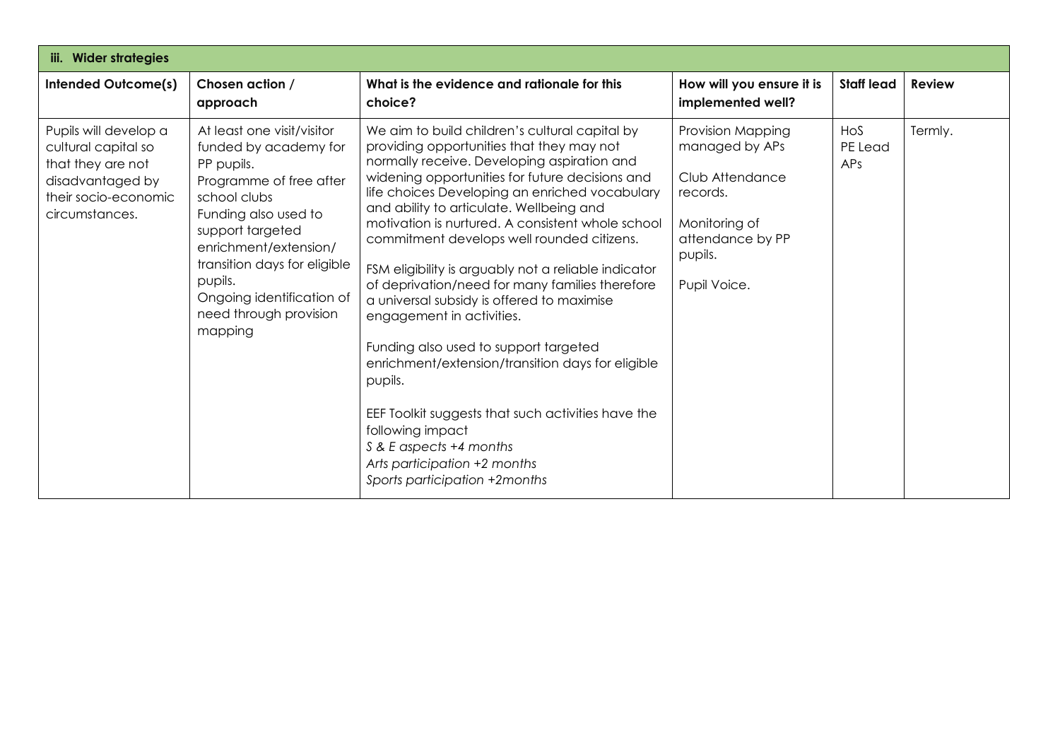| iii. Wider strategies | | | | | |
|---|---|---|---|---|---|
| **Intended Outcome(s)** | **Chosen action / approach** | **What is the evidence and rationale for this choice?** | **How will you ensure it is implemented well?** | **Staff lead** | **Review** |
| Pupils will develop a cultural capital so that they are not disadvantaged by their socio-economic circumstances. | At least one visit/visitor funded by academy for PP pupils.<br>Programme of free after school clubs<br>Funding also used to support targeted enrichment/extension/ transition days for eligible pupils.<br>Ongoing identification of need through provision mapping | We aim to build children's cultural capital by providing opportunities that they may not normally receive. Developing aspiration and widening opportunities for future decisions and life choices Developing an enriched vocabulary and ability to articulate. Wellbeing and motivation is nurtured. A consistent whole school commitment develops well rounded citizens.<br><br>FSM eligibility is arguably not a reliable indicator of deprivation/need for many families therefore a universal subsidy is offered to maximise engagement in activities.<br><br>Funding also used to support targeted enrichment/extension/transition days for eligible pupils.<br><br>EEF Toolkit suggests that such activities have the following impact<br>*S & E aspects +4 months*<br>*Arts participation +2 months*<br>*Sports participation +2months* | Provision Mapping managed by APs<br><br>Club Attendance records.<br><br>Monitoring of attendance by PP pupils.<br><br>Pupil Voice. | HoS<br>PE Lead<br>APs | Termly. |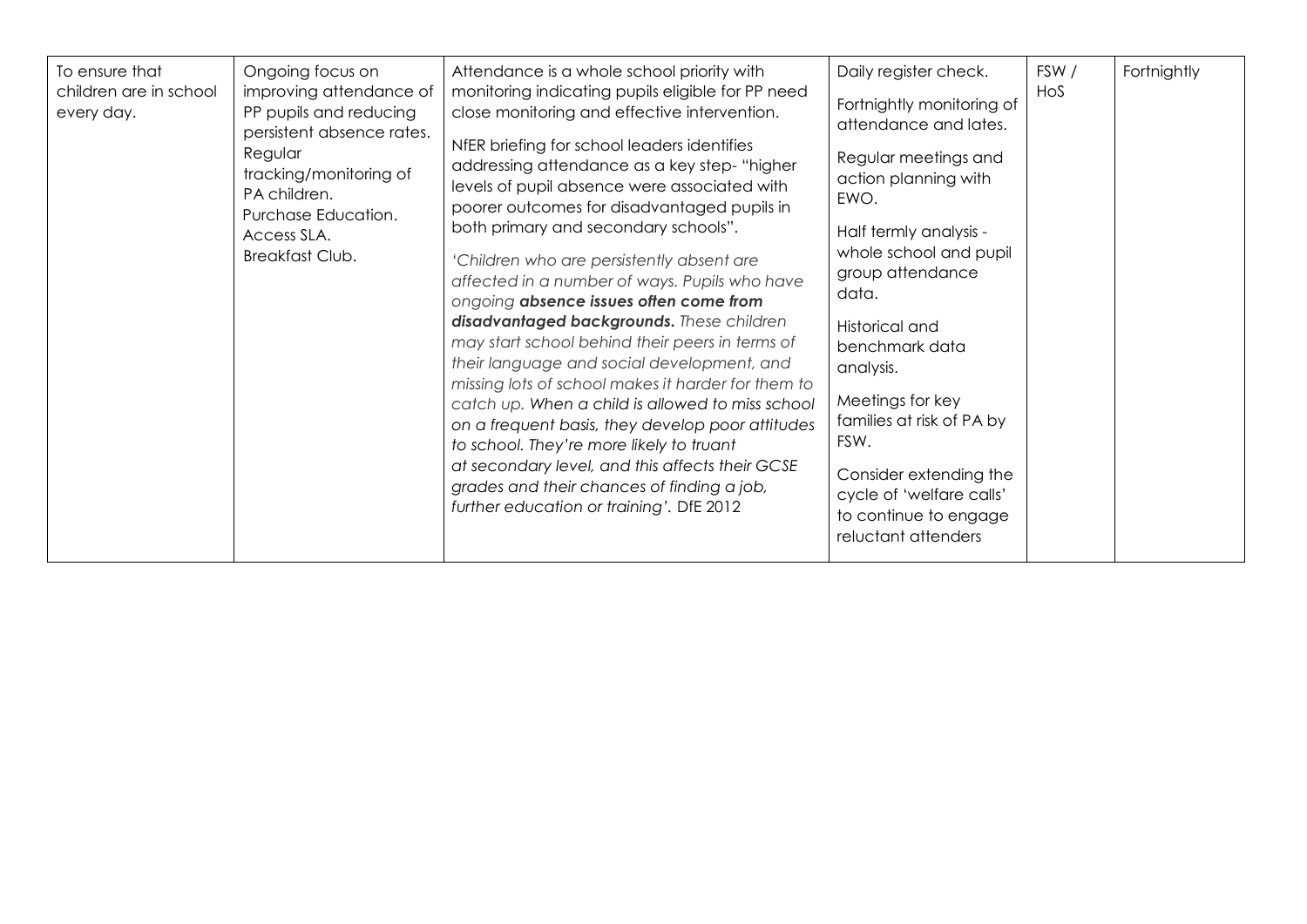| | | | | | |
|---|---|---|---|---|---|
| To ensure that children are in school every day. | Ongoing focus on improving attendance of PP pupils and reducing persistent absence rates.<br>Regular tracking/monitoring of PA children.<br>Purchase Education.<br>Access SLA.<br>Breakfast Club. | Attendance is a whole school priority with monitoring indicating pupils eligible for PP need close monitoring and effective intervention.<br>NfER briefing for school leaders identifies addressing attendance as a key step- "higher levels of pupil absence were associated with poorer outcomes for disadvantaged pupils in both primary and secondary schools".<br>*'Children who are persistently absent are affected in a number of ways. Pupils who have ongoing **absence issues often come from disadvantaged backgrounds.** These children may start school behind their peers in terms of their language and social development, and missing lots of school makes it harder for them to catch up. When a child is allowed to miss school on a frequent basis, they develop poor attitudes to school. They're more likely to truant at secondary level, and this affects their GCSE grades and their chances of finding a job, further education or training'.* DfE 2012 | Daily register check.<br>Fortnightly monitoring of attendance and lates.<br>Regular meetings and action planning with EWO.<br>Half termly analysis - whole school and pupil group attendance data.<br>Historical and benchmark data analysis.<br>Meetings for key families at risk of PA by FSW.<br>Consider extending the cycle of 'welfare calls' to continue to engage reluctant attenders | FSW / HoS | Fortnightly |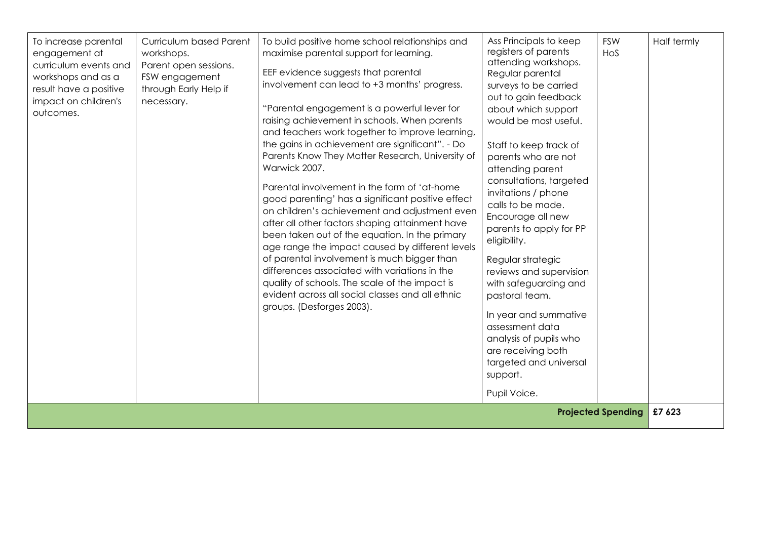| | | | | | |
|---|---|---|---|---|---|
| To increase parental engagement at curriculum events and workshops and as a result have a positive impact on children's outcomes. | Curriculum based Parent workshops.<br>Parent open sessions.<br>FSW engagement through Early Help if necessary. | To build positive home school relationships and maximise parental support for learning.<br><br>EEF evidence suggests that parental involvement can lead to +3 months' progress.<br><br>"Parental engagement is a powerful lever for raising achievement in schools. When parents and teachers work together to improve learning, the gains in achievement are significant". - Do Parents Know They Matter Research, University of Warwick 2007.<br><br>Parental involvement in the form of 'at-home good parenting' has a significant positive effect on children's achievement and adjustment even after all other factors shaping attainment have been taken out of the equation. In the primary age range the impact caused by different levels of parental involvement is much bigger than differences associated with variations in the quality of schools. The scale of the impact is evident across all social classes and all ethnic groups. (Desforges 2003). | Ass Principals to keep registers of parents attending workshops. Regular parental surveys to be carried out to gain feedback about which support would be most useful.<br><br>Staff to keep track of parents who are not attending parent consultations, targeted invitations / phone calls to be made. Encourage all new parents to apply for PP eligibility.<br><br>Regular strategic reviews and supervision with safeguarding and pastoral team.<br><br>In year and summative assessment data analysis of pupils who are receiving both targeted and universal support.<br><br>Pupil Voice. | FSW<br>HoS | Half termly |
| | | | | **Projected Spending** | **£7 623** |